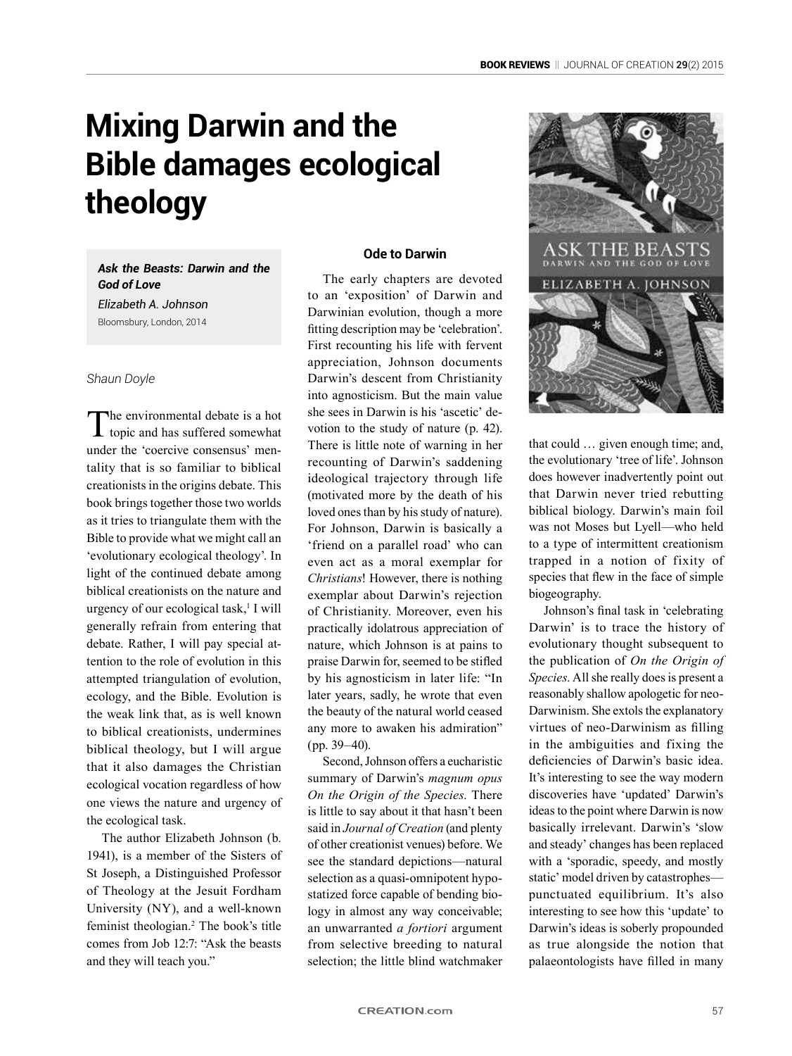# Mixing Darwin and the Bible damages ecological theology

***Ask the Beasts: Darwin and the God of Love***
*Elizabeth A. Johnson*
Bloomsbury, London, 2014

*Shaun Doyle*

The environmental debate is a hot topic and has suffered somewhat under the 'coercive consensus' mentality that is so familiar to biblical creationists in the origins debate. This book brings together those two worlds as it tries to triangulate them with the Bible to provide what we might call an 'evolutionary ecological theology'. In light of the continued debate among biblical creationists on the nature and urgency of our ecological task,[1] I will generally refrain from entering that debate. Rather, I will pay special attention to the role of evolution in this attempted triangulation of evolution, ecology, and the Bible. Evolution is the weak link that, as is well known to biblical creationists, undermines biblical theology, but I will argue that it also damages the Christian ecological vocation regardless of how one views the nature and urgency of the ecological task.

The author Elizabeth Johnson (b. 1941), is a member of the Sisters of St Joseph, a Distinguished Professor of Theology at the Jesuit Fordham University (NY), and a well-known feminist theologian.[2] The book's title comes from Job 12:7: "Ask the beasts and they will teach you."

## Ode to Darwin

The early chapters are devoted to an 'exposition' of Darwin and Darwinian evolution, though a more fitting description may be 'celebration'. First recounting his life with fervent appreciation, Johnson documents Darwin's descent from Christianity into agnosticism. But the main value she sees in Darwin is his 'ascetic' devotion to the study of nature (p. 42). There is little note of warning in her recounting of Darwin's saddening ideological trajectory through life (motivated more by the death of his loved ones than by his study of nature). For Johnson, Darwin is basically a 'friend on a parallel road' who can even act as a moral exemplar for *Christians*! However, there is nothing exemplar about Darwin's rejection of Christianity. Moreover, even his practically idolatrous appreciation of nature, which Johnson is at pains to praise Darwin for, seemed to be stifled by his agnosticism in later life: "In later years, sadly, he wrote that even the beauty of the natural world ceased any more to awaken his admiration" (pp. 39–40).

Second, Johnson offers a eucharistic summary of Darwin's *magnum opus On the Origin of the Species*. There is little to say about it that hasn't been said in *Journal of Creation* (and plenty of other creationist venues) before. We see the standard depictions—natural selection as a quasi-omnipotent hypostatized force capable of bending biology in almost any way conceivable; an unwarranted *a fortiori* argument from selective breeding to natural selection; the little blind watchmaker that could … given enough time; and, the evolutionary 'tree of life'. Johnson does however inadvertently point out that Darwin never tried rebutting biblical biology. Darwin's main foil was not Moses but Lyell—who held to a type of intermittent creationism trapped in a notion of fixity of species that flew in the face of simple biogeography.

Johnson's final task in 'celebrating Darwin' is to trace the history of evolutionary thought subsequent to the publication of *On the Origin of Species*. All she really does is present a reasonably shallow apologetic for neo-Darwinism. She extols the explanatory virtues of neo-Darwinism as filling in the ambiguities and fixing the deficiencies of Darwin's basic idea. It's interesting to see the way modern discoveries have 'updated' Darwin's ideas to the point where Darwin is now basically irrelevant. Darwin's 'slow and steady' changes has been replaced with a 'sporadic, speedy, and mostly static' model driven by catastrophes—punctuated equilibrium. It's also interesting to see how this 'update' to Darwin's ideas is soberly propounded as true alongside the notion that palaeontologists have filled in many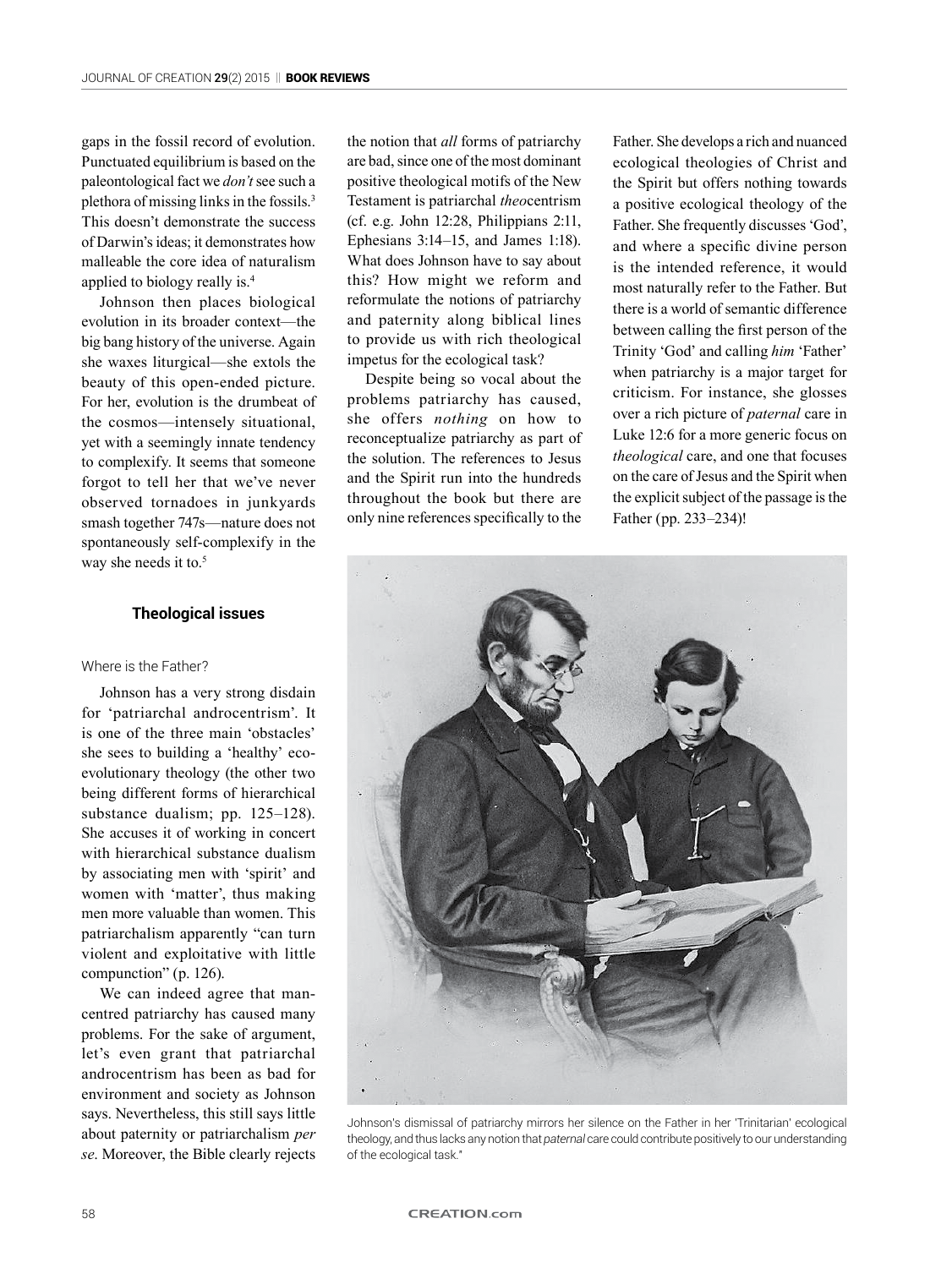gaps in the fossil record of evolution. Punctuated equilibrium is based on the paleontological fact we *don't* see such a plethora of missing links in the fossils.[3] This doesn't demonstrate the success of Darwin's ideas; it demonstrates how malleable the core idea of naturalism applied to biology really is.[4]

Johnson then places biological evolution in its broader context—the big bang history of the universe. Again she waxes liturgical—she extols the beauty of this open-ended picture. For her, evolution is the drumbeat of the cosmos—intensely situational, yet with a seemingly innate tendency to complexify. It seems that someone forgot to tell her that we've never observed tornadoes in junkyards smash together 747s—nature does not spontaneously self-complexify in the way she needs it to.[5]

## Theological issues

### Where is the Father?

Johnson has a very strong disdain for 'patriarchal androcentrism'. It is one of the three main 'obstacles' she sees to building a 'healthy' eco-evolutionary theology (the other two being different forms of hierarchical substance dualism; pp. 125–128). She accuses it of working in concert with hierarchical substance dualism by associating men with 'spirit' and women with 'matter', thus making men more valuable than women. This patriarchalism apparently "can turn violent and exploitative with little compunction" (p. 126).

We can indeed agree that man-centred patriarchy has caused many problems. For the sake of argument, let's even grant that patriarchal androcentrism has been as bad for environment and society as Johnson says. Nevertheless, this still says little about paternity or patriarchalism *per se*. Moreover, the Bible clearly rejects the notion that *all* forms of patriarchy are bad, since one of the most dominant positive theological motifs of the New Testament is patriarchal *theo*centrism (cf. e.g. John 12:28, Philippians 2:11, Ephesians 3:14–15, and James 1:18). What does Johnson have to say about this? How might we reform and reformulate the notions of patriarchy and paternity along biblical lines to provide us with rich theological impetus for the ecological task?

Despite being so vocal about the problems patriarchy has caused, she offers *nothing* on how to reconceptualize patriarchy as part of the solution. The references to Jesus and the Spirit run into the hundreds throughout the book but there are only nine references specifically to the Father. She develops a rich and nuanced ecological theologies of Christ and the Spirit but offers nothing towards a positive ecological theology of the Father. She frequently discusses 'God', and where a specific divine person is the intended reference, it would most naturally refer to the Father. But there is a world of semantic difference between calling the first person of the Trinity 'God' and calling *him* 'Father' when patriarchy is a major target for criticism. For instance, she glosses over a rich picture of *paternal* care in Luke 12:6 for a more generic focus on *theological* care, and one that focuses on the care of Jesus and the Spirit when the explicit subject of the passage is the Father (pp. 233–234)!

Johnson's dismissal of patriarchy mirrors her silence on the Father in her 'Trinitarian' ecological theology, and thus lacks any notion that *paternal* care could contribute positively to our understanding of the ecological task."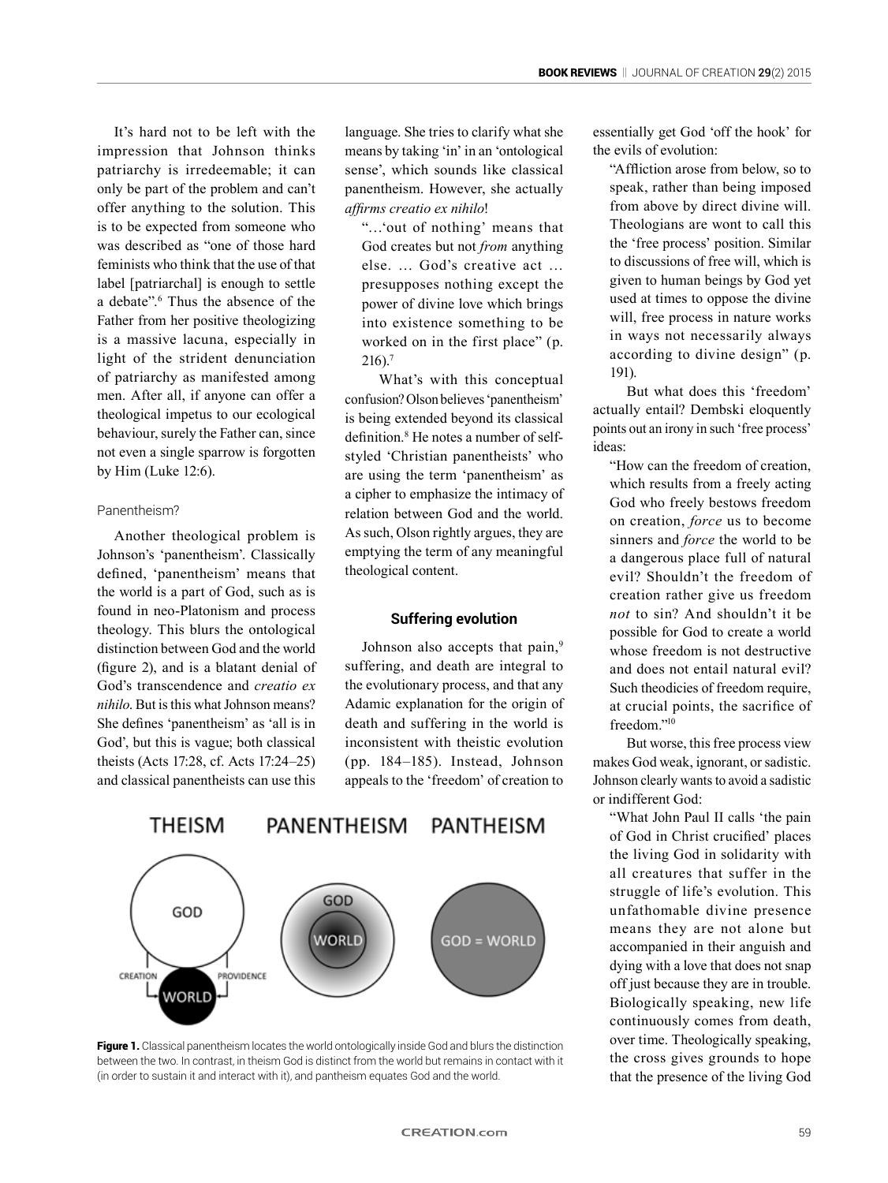It's hard not to be left with the impression that Johnson thinks patriarchy is irredeemable; it can only be part of the problem and can't offer anything to the solution. This is to be expected from someone who was described as "one of those hard feminists who think that the use of that label [patriarchal] is enough to settle a debate".[6] Thus the absence of the Father from her positive theologizing is a massive lacuna, especially in light of the strident denunciation of patriarchy as manifested among men. After all, if anyone can offer a theological impetus to our ecological behaviour, surely the Father can, since not even a single sparrow is forgotten by Him (Luke 12:6).

### Panentheism?

Another theological problem is Johnson's 'panentheism'. Classically defined, 'panentheism' means that the world is a part of God, such as is found in neo-Platonism and process theology. This blurs the ontological distinction between God and the world (figure 2), and is a blatant denial of God's transcendence and *creatio ex nihilo*. But is this what Johnson means? She defines 'panentheism' as 'all is in God', but this is vague; both classical theists (Acts 17:28, cf. Acts 17:24–25) and classical panentheists can use this language. She tries to clarify what she means by taking 'in' in an 'ontological sense', which sounds like classical panentheism. However, she actually *affirms creatio ex nihilo*!

> "…'out of nothing' means that God creates but not *from* anything else. … God's creative act … presupposes nothing except the power of divine love which brings into existence something to be worked on in the first place" (p. 216).[7]

What's with this conceptual confusion? Olson believes 'panentheism' is being extended beyond its classical definition.[8] He notes a number of self-styled 'Christian panentheists' who are using the term 'panentheism' as a cipher to emphasize the intimacy of relation between God and the world. As such, Olson rightly argues, they are emptying the term of any meaningful theological content.

### Suffering evolution

Johnson also accepts that pain,[9] suffering, and death are integral to the evolutionary process, and that any Adamic explanation for the origin of death and suffering in the world is inconsistent with theistic evolution (pp. 184–185). Instead, Johnson appeals to the 'freedom' of creation to essentially get God 'off the hook' for the evils of evolution:

> "Affliction arose from below, so to speak, rather than being imposed from above by direct divine will. Theologians are wont to call this the 'free process' position. Similar to discussions of free will, which is given to human beings by God yet used at times to oppose the divine will, free process in nature works in ways not necessarily always according to divine design" (p. 191).

But what does this 'freedom' actually entail? Dembski eloquently points out an irony in such 'free process' ideas:

> "How can the freedom of creation, which results from a freely acting God who freely bestows freedom on creation, *force* us to become sinners and *force* the world to be a dangerous place full of natural evil? Shouldn't the freedom of creation rather give us freedom *not* to sin? And shouldn't it be possible for God to create a world whose freedom is not destructive and does not entail natural evil? Such theodicies of freedom require, at crucial points, the sacrifice of freedom."[10]

But worse, this free process view makes God weak, ignorant, or sadistic. Johnson clearly wants to avoid a sadistic or indifferent God:

> "What John Paul II calls 'the pain of God in Christ crucified' places the living God in solidarity with all creatures that suffer in the struggle of life's evolution. This unfathomable divine presence means they are not alone but accompanied in their anguish and dying with a love that does not snap off just because they are in trouble. Biologically speaking, new life continuously comes from death, over time. Theologically speaking, the cross gives grounds to hope that the presence of the living God

THEISM PANENTHEISM PANTHEISM

GOD — CREATION — PROVIDENCE — WORLD | GOD / WORLD | GOD = WORLD

**Figure 1.** Classical panentheism locates the world ontologically inside God and blurs the distinction between the two. In contrast, in theism God is distinct from the world but remains in contact with it (in order to sustain it and interact with it), and pantheism equates God and the world.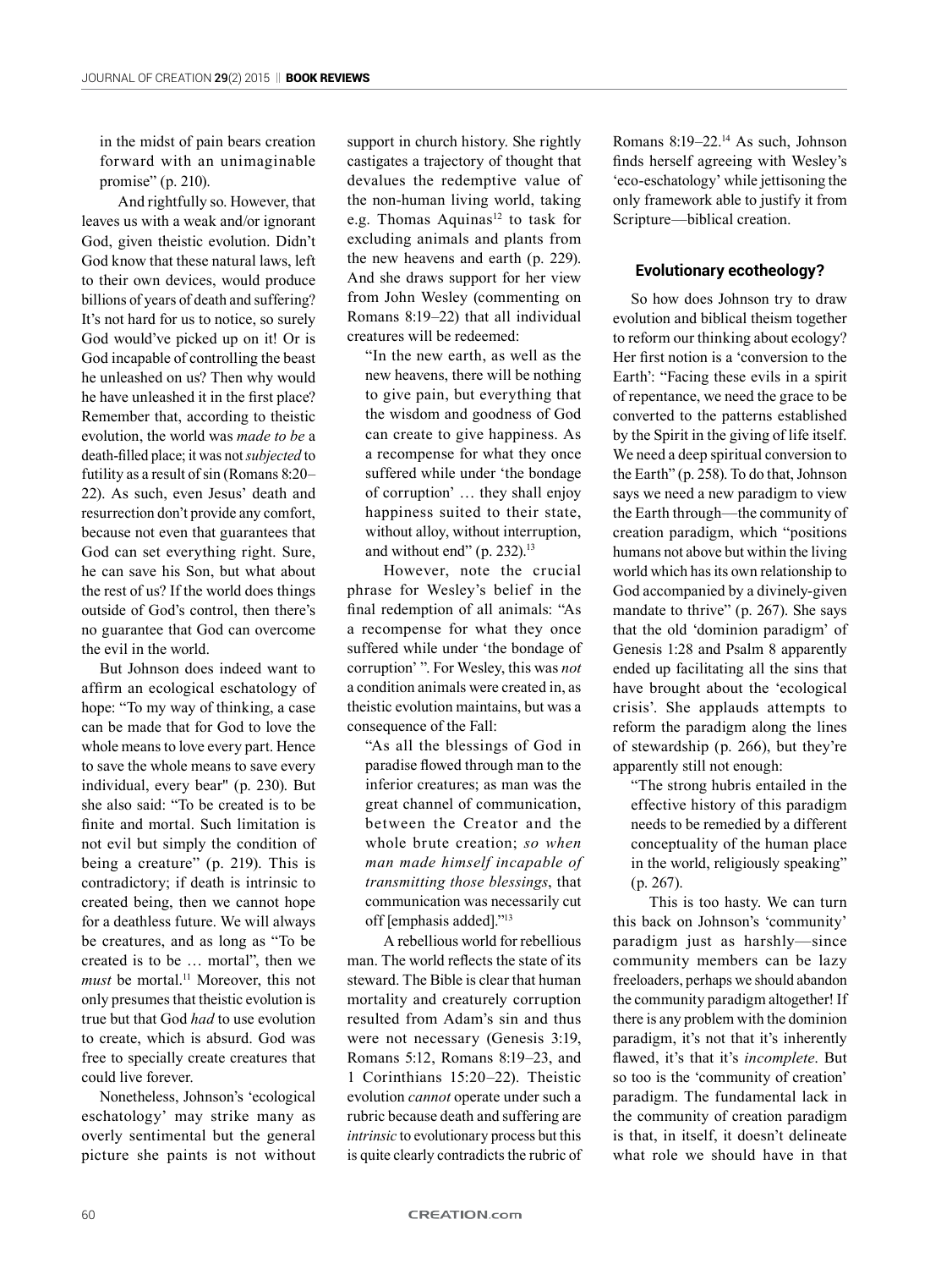in the midst of pain bears creation forward with an unimaginable promise" (p. 210).

And rightfully so. However, that leaves us with a weak and/or ignorant God, given theistic evolution. Didn't God know that these natural laws, left to their own devices, would produce billions of years of death and suffering? It's not hard for us to notice, so surely God would've picked up on it! Or is God incapable of controlling the beast he unleashed on us? Then why would he have unleashed it in the first place? Remember that, according to theistic evolution, the world was *made to be* a death-filled place; it was not *subjected* to futility as a result of sin (Romans 8:20–22). As such, even Jesus' death and resurrection don't provide any comfort, because not even that guarantees that God can set everything right. Sure, he can save his Son, but what about the rest of us? If the world does things outside of God's control, then there's no guarantee that God can overcome the evil in the world.

But Johnson does indeed want to affirm an ecological eschatology of hope: "To my way of thinking, a case can be made that for God to love the whole means to love every part. Hence to save the whole means to save every individual, every bear" (p. 230). But she also said: "To be created is to be finite and mortal. Such limitation is not evil but simply the condition of being a creature" (p. 219). This is contradictory; if death is intrinsic to created being, then we cannot hope for a deathless future. We will always be creatures, and as long as "To be created is to be … mortal", then we *must* be mortal.[11] Moreover, this not only presumes that theistic evolution is true but that God *had* to use evolution to create, which is absurd. God was free to specially create creatures that could live forever.

Nonetheless, Johnson's 'ecological eschatology' may strike many as overly sentimental but the general picture she paints is not without support in church history. She rightly castigates a trajectory of thought that devalues the redemptive value of the non-human living world, taking e.g. Thomas Aquinas[12] to task for excluding animals and plants from the new heavens and earth (p. 229). And she draws support for her view from John Wesley (commenting on Romans 8:19–22) that all individual creatures will be redeemed:

> "In the new earth, as well as the new heavens, there will be nothing to give pain, but everything that the wisdom and goodness of God can create to give happiness. As a recompense for what they once suffered while under 'the bondage of corruption' … they shall enjoy happiness suited to their state, without alloy, without interruption, and without end" (p. 232).[13]

However, note the crucial phrase for Wesley's belief in the final redemption of all animals: "As a recompense for what they once suffered while under 'the bondage of corruption' ". For Wesley, this was *not* a condition animals were created in, as theistic evolution maintains, but was a consequence of the Fall:

> "As all the blessings of God in paradise flowed through man to the inferior creatures; as man was the great channel of communication, between the Creator and the whole brute creation; *so when man made himself incapable of transmitting those blessings*, that communication was necessarily cut off [emphasis added]."[13]

A rebellious world for rebellious man. The world reflects the state of its steward. The Bible is clear that human mortality and creaturely corruption resulted from Adam's sin and thus were not necessary (Genesis 3:19, Romans 5:12, Romans 8:19–23, and 1 Corinthians 15:20–22). Theistic evolution *cannot* operate under such a rubric because death and suffering are *intrinsic* to evolutionary process but this is quite clearly contradicts the rubric of Romans 8:19–22.[14] As such, Johnson finds herself agreeing with Wesley's 'eco-eschatology' while jettisoning the only framework able to justify it from Scripture—biblical creation.

## Evolutionary ecotheology?

So how does Johnson try to draw evolution and biblical theism together to reform our thinking about ecology? Her first notion is a 'conversion to the Earth': "Facing these evils in a spirit of repentance, we need the grace to be converted to the patterns established by the Spirit in the giving of life itself. We need a deep spiritual conversion to the Earth" (p. 258). To do that, Johnson says we need a new paradigm to view the Earth through—the community of creation paradigm, which "positions humans not above but within the living world which has its own relationship to God accompanied by a divinely-given mandate to thrive" (p. 267). She says that the old 'dominion paradigm' of Genesis 1:28 and Psalm 8 apparently ended up facilitating all the sins that have brought about the 'ecological crisis'. She applauds attempts to reform the paradigm along the lines of stewardship (p. 266), but they're apparently still not enough:

> "The strong hubris entailed in the effective history of this paradigm needs to be remedied by a different conceptuality of the human place in the world, religiously speaking" (p. 267).

This is too hasty. We can turn this back on Johnson's 'community' paradigm just as harshly—since community members can be lazy freeloaders, perhaps we should abandon the community paradigm altogether! If there is any problem with the dominion paradigm, it's not that it's inherently flawed, it's that it's *incomplete*. But so too is the 'community of creation' paradigm. The fundamental lack in the community of creation paradigm is that, in itself, it doesn't delineate what role we should have in that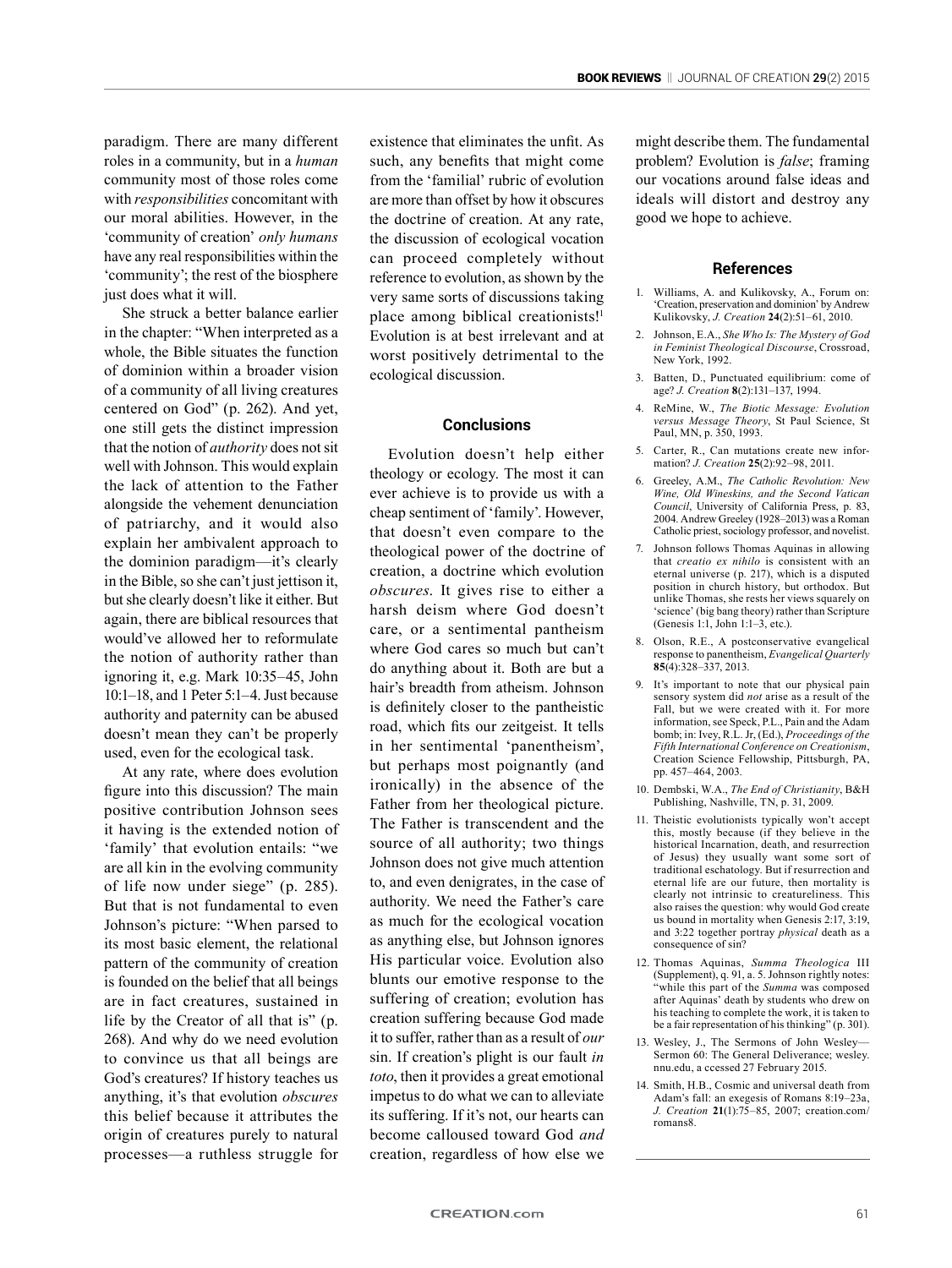paradigm. There are many different roles in a community, but in a *human* community most of those roles come with *responsibilities* concomitant with our moral abilities. However, in the 'community of creation' *only humans* have any real responsibilities within the 'community'; the rest of the biosphere just does what it will.

She struck a better balance earlier in the chapter: "When interpreted as a whole, the Bible situates the function of dominion within a broader vision of a community of all living creatures centered on God" (p. 262). And yet, one still gets the distinct impression that the notion of *authority* does not sit well with Johnson. This would explain the lack of attention to the Father alongside the vehement denunciation of patriarchy, and it would also explain her ambivalent approach to the dominion paradigm—it's clearly in the Bible, so she can't just jettison it, but she clearly doesn't like it either. But again, there are biblical resources that would've allowed her to reformulate the notion of authority rather than ignoring it, e.g. Mark 10:35–45, John 10:1–18, and 1 Peter 5:1–4. Just because authority and paternity can be abused doesn't mean they can't be properly used, even for the ecological task.

At any rate, where does evolution figure into this discussion? The main positive contribution Johnson sees it having is the extended notion of 'family' that evolution entails: "we are all kin in the evolving community of life now under siege" (p. 285). But that is not fundamental to even Johnson's picture: "When parsed to its most basic element, the relational pattern of the community of creation is founded on the belief that all beings are in fact creatures, sustained in life by the Creator of all that is" (p. 268). And why do we need evolution to convince us that all beings are God's creatures? If history teaches us anything, it's that evolution *obscures* this belief because it attributes the origin of creatures purely to natural processes—a ruthless struggle for existence that eliminates the unfit. As such, any benefits that might come from the 'familial' rubric of evolution are more than offset by how it obscures the doctrine of creation. At any rate, the discussion of ecological vocation can proceed completely without reference to evolution, as shown by the very same sorts of discussions taking place among biblical creationists![1] Evolution is at best irrelevant and at worst positively detrimental to the ecological discussion.

## Conclusions

Evolution doesn't help either theology or ecology. The most it can ever achieve is to provide us with a cheap sentiment of 'family'. However, that doesn't even compare to the theological power of the doctrine of creation, a doctrine which evolution *obscures*. It gives rise to either a harsh deism where God doesn't care, or a sentimental pantheism where God cares so much but can't do anything about it. Both are but a hair's breadth from atheism. Johnson is definitely closer to the pantheistic road, which fits our zeitgeist. It tells in her sentimental 'panentheism', but perhaps most poignantly (and ironically) in the absence of the Father from her theological picture. The Father is transcendent and the source of all authority; two things Johnson does not give much attention to, and even denigrates, in the case of authority. We need the Father's care as much for the ecological vocation as anything else, but Johnson ignores His particular voice. Evolution also blunts our emotive response to the suffering of creation; evolution has creation suffering because God made it to suffer, rather than as a result of *our* sin. If creation's plight is our fault *in toto*, then it provides a great emotional impetus to do what we can to alleviate its suffering. If it's not, our hearts can become calloused toward God *and* creation, regardless of how else we might describe them. The fundamental problem? Evolution is *false*; framing our vocations around false ideas and ideals will distort and destroy any good we hope to achieve.

## References

1. Williams, A. and Kulikovsky, A., Forum on: 'Creation, preservation and dominion' by Andrew Kulikovsky, *J. Creation* **24**(2):51–61, 2010.
2. Johnson, E.A., *She Who Is: The Mystery of God in Feminist Theological Discourse*, Crossroad, New York, 1992.
3. Batten, D., Punctuated equilibrium: come of age? *J. Creation* **8**(2):131–137, 1994.
4. ReMine, W., *The Biotic Message: Evolution versus Message Theory*, St Paul Science, St Paul, MN, p. 350, 1993.
5. Carter, R., Can mutations create new information? *J. Creation* **25**(2):92–98, 2011.
6. Greeley, A.M., *The Catholic Revolution: New Wine, Old Wineskins, and the Second Vatican Council*, University of California Press, p. 83, 2004. Andrew Greeley (1928–2013) was a Roman Catholic priest, sociology professor, and novelist.
7. Johnson follows Thomas Aquinas in allowing that *creatio ex nihilo* is consistent with an eternal universe (p. 217), which is a disputed position in church history, but orthodox. But unlike Thomas, she rests her views squarely on 'science' (big bang theory) rather than Scripture (Genesis 1:1, John 1:1–3, etc.).
8. Olson, R.E., A postconservative evangelical response to panentheism, *Evangelical Quarterly* **85**(4):328–337, 2013.
9. It's important to note that our physical pain sensory system did *not* arise as a result of the Fall, but we were created with it. For more information, see Speck, P.L., Pain and the Adam bomb; in: Ivey, R.L. Jr, (Ed.), *Proceedings of the Fifth International Conference on Creationism*, Creation Science Fellowship, Pittsburgh, PA, pp. 457–464, 2003.
10. Dembski, W.A., *The End of Christianity*, B&H Publishing, Nashville, TN, p. 31, 2009.
11. Theistic evolutionists typically won't accept this, mostly because (if they believe in the historical Incarnation, death, and resurrection of Jesus) they usually want some sort of traditional eschatology. But if resurrection and eternal life are our future, then mortality is clearly not intrinsic to creatureliness. This also raises the question: why would God create us bound in mortality when Genesis 2:17, 3:19, and 3:22 together portray *physical* death as a consequence of sin?
12. Thomas Aquinas, *Summa Theologica* III (Supplement), q. 91, a. 5. Johnson rightly notes: "while this part of the *Summa* was composed after Aquinas' death by students who drew on his teaching to complete the work, it is taken to be a fair representation of his thinking" (p. 301).
13. Wesley, J., The Sermons of John Wesley—Sermon 60: The General Deliverance; wesley.nnu.edu, a ccessed 27 February 2015.
14. Smith, H.B., Cosmic and universal death from Adam's fall: an exegesis of Romans 8:19–23a, *J. Creation* **21**(1):75–85, 2007; creation.com/romans8.